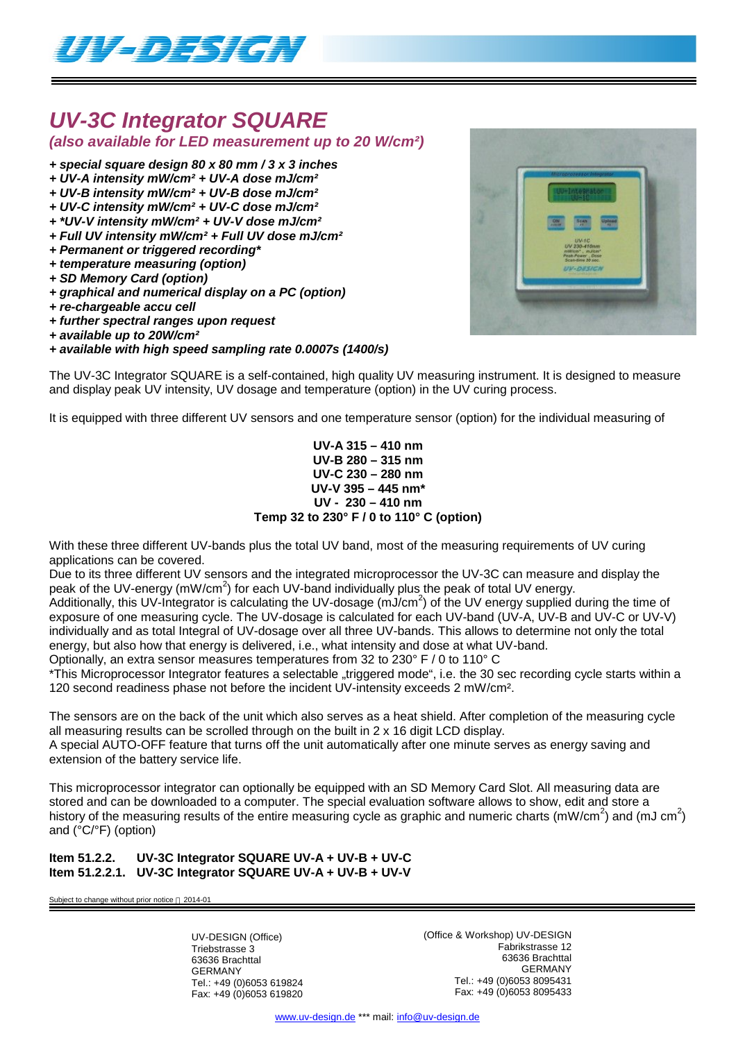# UV-3C Integrator SQUARE

***(also available for LED measurement up to 20 W/cm²)***

- ***+ special square design 80 x 80 mm / 3 x 3 inches***
- ***+ UV-A intensity mW/cm² + UV-A dose mJ/cm²***
- ***+ UV-B intensity mW/cm² + UV-B dose mJ/cm²***
- ***+ UV-C intensity mW/cm² + UV-C dose mJ/cm²***
- ***+ *UV-V intensity mW/cm² + UV-V dose mJ/cm²***
- ***+ Full UV intensity mW/cm² + Full UV dose mJ/cm²***
- ***+ Permanent or triggered recording****
- ***+ temperature measuring (option)***
- ***+ SD Memory Card (option)***
- ***+ graphical and numerical display on a PC (option)***
- ***+ re-chargeable accu cell***
- ***+ further spectral ranges upon request***
- ***+ available up to 20W/cm²***
- ***+ available with high speed sampling rate 0.0007s (1400/s)***

The UV-3C Integrator SQUARE is a self-contained, high quality UV measuring instrument. It is designed to measure and display peak UV intensity, UV dosage and temperature (option) in the UV curing process.

It is equipped with three different UV sensors and one temperature sensor (option) for the individual measuring of

**UV-A 315 – 410 nm**
**UV-B 280 – 315 nm**
**UV-C 230 – 280 nm**
**UV-V 395 – 445 nm***
**UV - 230 – 410 nm**
**Temp 32 to 230° F / 0 to 110° C (option)**

With these three different UV-bands plus the total UV band, most of the measuring requirements of UV curing applications can be covered.
Due to its three different UV sensors and the integrated microprocessor the UV-3C can measure and display the peak of the UV-energy (mW/cm$^2$) for each UV-band individually plus the peak of total UV energy.
Additionally, this UV-Integrator is calculating the UV-dosage (mJ/cm$^2$) of the UV energy supplied during the time of exposure of one measuring cycle. The UV-dosage is calculated for each UV-band (UV-A, UV-B and UV-C or UV-V) individually and as total Integral of UV-dosage over all three UV-bands. This allows to determine not only the total energy, but also how that energy is delivered, i.e., what intensity and dose at what UV-band.
Optionally, an extra sensor measures temperatures from 32 to 230° F / 0 to 110° C
*This Microprocessor Integrator features a selectable „triggered mode“, i.e. the 30 sec recording cycle starts within a 120 second readiness phase not before the incident UV-intensity exceeds 2 mW/cm².

The sensors are on the back of the unit which also serves as a heat shield. After completion of the measuring cycle all measuring results can be scrolled through on the built in 2 x 16 digit LCD display.
A special AUTO-OFF feature that turns off the unit automatically after one minute serves as energy saving and extension of the battery service life.

This microprocessor integrator can optionally be equipped with an SD Memory Card Slot. All measuring data are stored and can be downloaded to a computer. The special evaluation software allows to show, edit and store a history of the measuring results of the entire measuring cycle as graphic and numeric charts (mW/cm$^2$) and (mJ cm$^2$) and (°C/°F) (option)

**Item 51.2.2. UV-3C Integrator SQUARE UV-A + UV-B + UV-C**
**Item 51.2.2.1. UV-3C Integrator SQUARE UV-A + UV-B + UV-V**

Subject to change without prior notice 2014-01

UV-DESIGN (Office)
Triebstrasse 3
63636 Brachttal
GERMANY
Tel.: +49 (0)6053 619824
Fax: +49 (0)6053 619820

(Office & Workshop) UV-DESIGN
Fabrikstrasse 12
63636 Brachttal
GERMANY
Tel.: +49 (0)6053 8095431
Fax: +49 (0)6053 8095433

www.uv-design.de *** mail: info@uv-design.de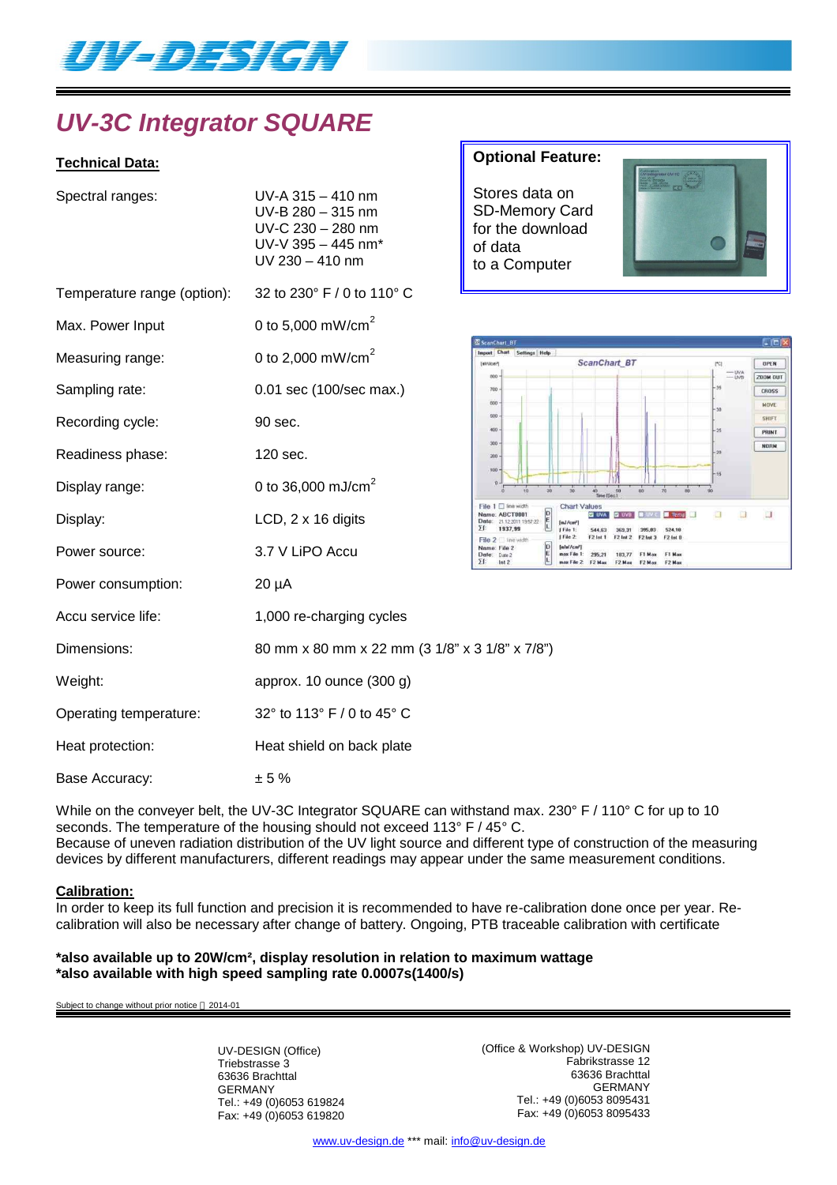# UV-3C Integrator SQUARE

**Technical Data:**

| | |
|---|---|
| Spectral ranges: | UV-A 315 – 410 nm<br>UV-B 280 – 315 nm<br>UV-C 230 – 280 nm<br>UV-V 395 – 445 nm*<br>UV 230 – 410 nm |
| Temperature range (option): | 32 to 230° F / 0 to 110° C |
| Max. Power Input | 0 to 5,000 mW/cm$^2$ |
| Measuring range: | 0 to 2,000 mW/cm$^2$ |
| Sampling rate: | 0.01 sec (100/sec max.) |
| Recording cycle: | 90 sec. |
| Readiness phase: | 120 sec. |
| Display range: | 0 to 36,000 mJ/cm$^2$ |
| Display: | LCD, 2 x 16 digits |
| Power source: | 3.7 V LiPO Accu |
| Power consumption: | 20 µA |
| Accu service life: | 1,000 re-charging cycles |
| Dimensions: | 80 mm x 80 mm x 22 mm (3 1/8" x 3 1/8" x 7/8") |
| Weight: | approx. 10 ounce (300 g) |
| Operating temperature: | 32° to 113° F / 0 to 45° C |
| Heat protection: | Heat shield on back plate |
| Base Accuracy: | ± 5 % |

**Optional Feature:**

Stores data on SD-Memory Card for the download of data to a Computer

While on the conveyer belt, the UV-3C Integrator SQUARE can withstand max. 230° F / 110° C for up to 10 seconds. The temperature of the housing should not exceed 113° F / 45° C.
Because of uneven radiation distribution of the UV light source and different type of construction of the measuring devices by different manufacturers, different readings may appear under the same measurement conditions.

**Calibration:**

In order to keep its full function and precision it is recommended to have re-calibration done once per year. Re-calibration will also be necessary after change of battery. Ongoing, PTB traceable calibration with certificate

**\*also available up to 20W/cm², display resolution in relation to maximum wattage**
**\*also available with high speed sampling rate 0.0007s(1400/s)**

Subject to change without prior notice 2014-01

UV-DESIGN (Office)
Triebstrasse 3
63636 Brachttal
GERMANY
Tel.: +49 (0)6053 619824
Fax: +49 (0)6053 619820

(Office & Workshop) UV-DESIGN
Fabrikstrasse 12
63636 Brachttal
GERMANY
Tel.: +49 (0)6053 8095431
Fax: +49 (0)6053 8095433

www.uv-design.de *** mail: info@uv-design.de